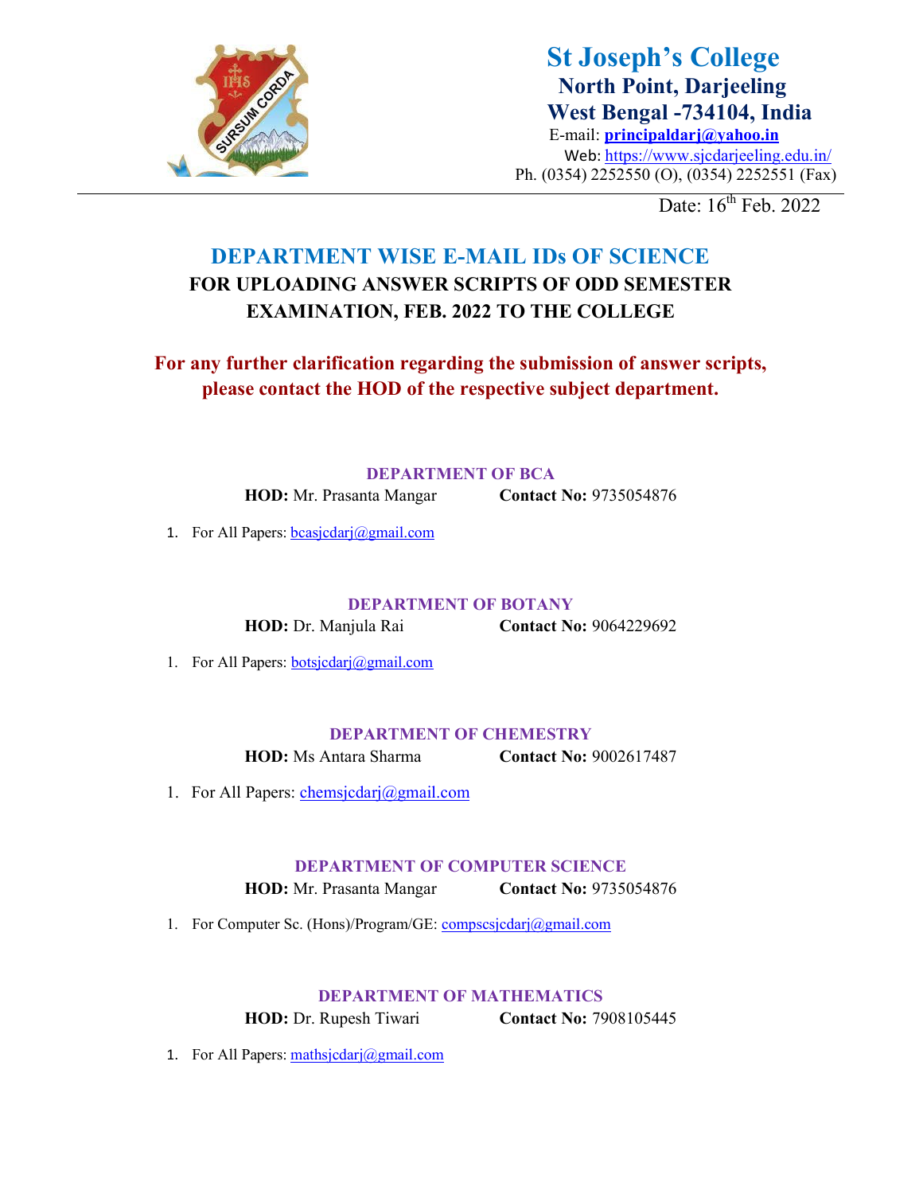# St Joseph's College

**North Point, Darjeeling**

**West Bengal -734104, India**

E-mail: **principaldarj@yahoo.in**

Web: https://www.sjcdarjeeling.edu.in/

Ph. (0354) 2252550 (O), (0354) 2252551 (Fax)

---

Date: 16th Feb. 2022

## DEPARTMENT WISE E-MAIL IDs OF SCIENCE

### FOR UPLOADING ANSWER SCRIPTS OF ODD SEMESTER EXAMINATION, FEB. 2022 TO THE COLLEGE

**For any further clarification regarding the submission of answer scripts, please contact the HOD of the respective subject department.**

#### DEPARTMENT OF BCA

**HOD:** Mr. Prasanta Mangar **Contact No:** 9735054876

1. For All Papers: bcasjcdarj@gmail.com

#### DEPARTMENT OF BOTANY

**HOD:** Dr. Manjula Rai **Contact No:** 9064229692

1. For All Papers: botsjcdarj@gmail.com

#### DEPARTMENT OF CHEMESTRY

**HOD:** Ms Antara Sharma **Contact No:** 9002617487

1. For All Papers: chemsjcdarj@gmail.com

#### DEPARTMENT OF COMPUTER SCIENCE

**HOD:** Mr. Prasanta Mangar **Contact No:** 9735054876

1. For Computer Sc. (Hons)/Program/GE: compscsjcdarj@gmail.com

#### DEPARTMENT OF MATHEMATICS

**HOD:** Dr. Rupesh Tiwari **Contact No:** 7908105445

1. For All Papers: mathsjcdarj@gmail.com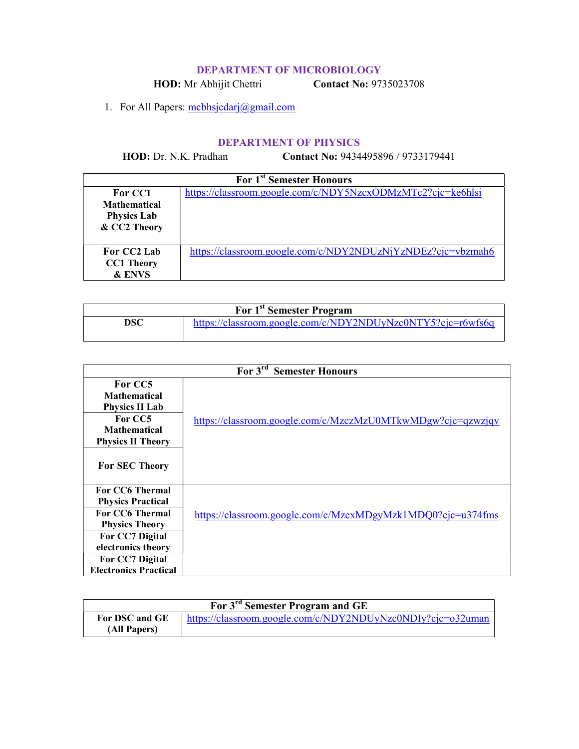## DEPARTMENT OF MICROBIOLOGY

**HOD:** Mr Abhijit Chettri **Contact No:** 9735023708

1. For All Papers: mcbhsjcdarj@gmail.com

## DEPARTMENT OF PHYSICS

**HOD:** Dr. N.K. Pradhan **Contact No:** 9434495896 / 9733179441

| For 1st Semester Honours | |
|---|---|
| **For CC1 Mathematical Physics Lab & CC2 Theory** | https://classroom.google.com/c/NDY5NzcxODMzMTc2?cjc=ke6hlsi |
| **For CC2 Lab CC1 Theory & ENVS** | https://classroom.google.com/c/NDY2NDUzNjYzNDEz?cjc=vbzmah6 |

| For 1st Semester Program | |
|---|---|
| **DSC** | https://classroom.google.com/c/NDY2NDUyNzc0NTY5?cjc=r6wfs6q |

| For 3rd Semester Honours | |
|---|---|
| **For CC5 Mathematical Physics II Lab** | https://classroom.google.com/c/MzczMzU0MTkwMDgw?cjc=qzwzjqv |
| **For CC5 Mathematical Physics II Theory** | |
| **For SEC Theory** | |
| **For CC6 Thermal Physics Practical** | https://classroom.google.com/c/MzcxMDgyMzk1MDQ0?cjc=u374fms |
| **For CC6 Thermal Physics Theory** | |
| **For CC7 Digital electronics theory** | |
| **For CC7 Digital Electronics Practical** | |

| For 3rd Semester Program and GE | |
|---|---|
| **For DSC and GE (All Papers)** | https://classroom.google.com/c/NDY2NDUyNzc0NDIy?cjc=o32uman |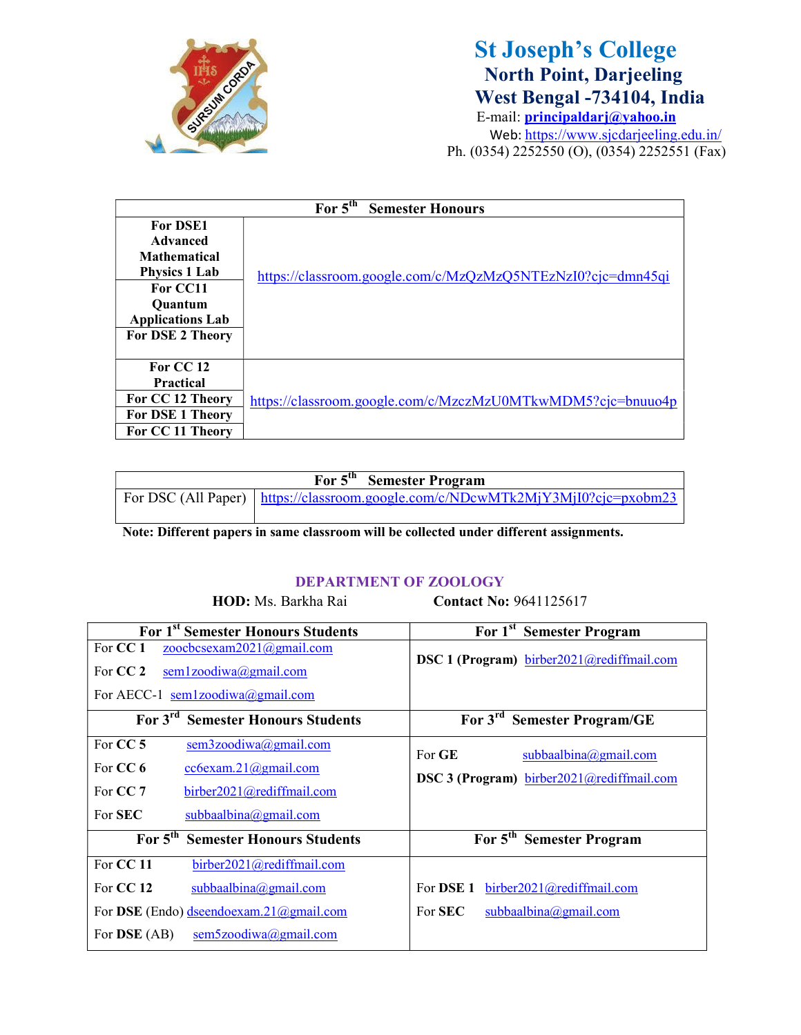# St Joseph's College

## North Point, Darjeeling

## West Bengal -734104, India

E-mail: principaldarj@yahoo.in

Web: https://www.sjcdarjeeling.edu.in/

Ph. (0354) 2252550 (O), (0354) 2252551 (Fax)

| For 5th Semester Honours | |
|---|---|
| For DSE1 Advanced Mathematical Physics 1 Lab | https://classroom.google.com/c/MzQzMzQ5NTEzNzI0?cjc=dmn45qi |
| For CC11 Quantum Applications Lab | |
| For DSE 2 Theory | |
| For CC 12 Practical | https://classroom.google.com/c/MzczMzU0MTkwMDM5?cjc=bnuuo4p |
| For CC 12 Theory | |
| For DSE 1 Theory | |
| For CC 11 Theory | |

| For 5th Semester Program | |
|---|---|
| For DSC (All Paper) | https://classroom.google.com/c/NDcwMTk2MjY3MjI0?cjc=pxobm23 |

**Note: Different papers in same classroom will be collected under different assignments.**

## DEPARTMENT OF ZOOLOGY

**HOD:** Ms. Barkha Rai **Contact No:** 9641125617

| For 1st Semester Honours Students | For 1st Semester Program |
|---|---|
| For **CC 1** zoocbcsexam2021@gmail.com<br>For **CC 2** sem1zoodiwa@gmail.com<br>For AECC-1 sem1zoodiwa@gmail.com | **DSC 1 (Program)** birber2021@rediffmail.com |
| **For 3rd Semester Honours Students** | **For 3rd Semester Program/GE** |
| For **CC 5** sem3zoodiwa@gmail.com<br>For **CC 6** cc6exam.21@gmail.com<br>For **CC 7** birber2021@rediffmail.com<br>For **SEC** subbaalbina@gmail.com | For **GE** subbaalbina@gmail.com<br>**DSC 3 (Program)** birber2021@rediffmail.com |
| **For 5th Semester Honours Students** | **For 5th Semester Program** |
| For **CC 11** birber2021@rediffmail.com<br>For **CC 12** subbaalbina@gmail.com<br>For **DSE** (Endo) dseendoexam.21@gmail.com<br>For **DSE** (AB) sem5zoodiwa@gmail.com | For **DSE 1** birber2021@rediffmail.com<br>For **SEC** subbaalbina@gmail.com |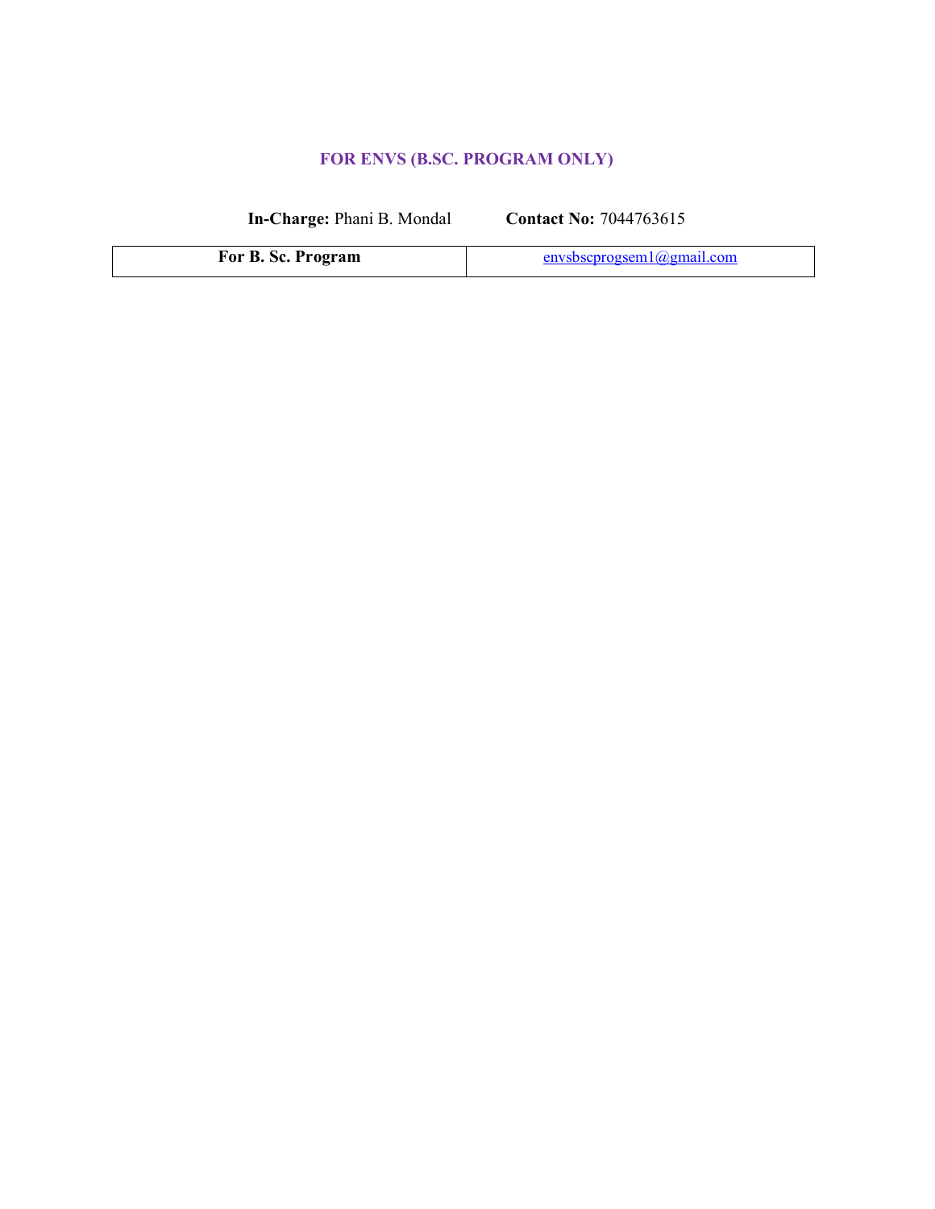## FOR ENVS (B.SC. PROGRAM ONLY)

**In-Charge:** Phani B. Mondal **Contact No:** 7044763615

| | |
|---|---|
| **For B. Sc. Program** | envsbscprogsem1@gmail.com |